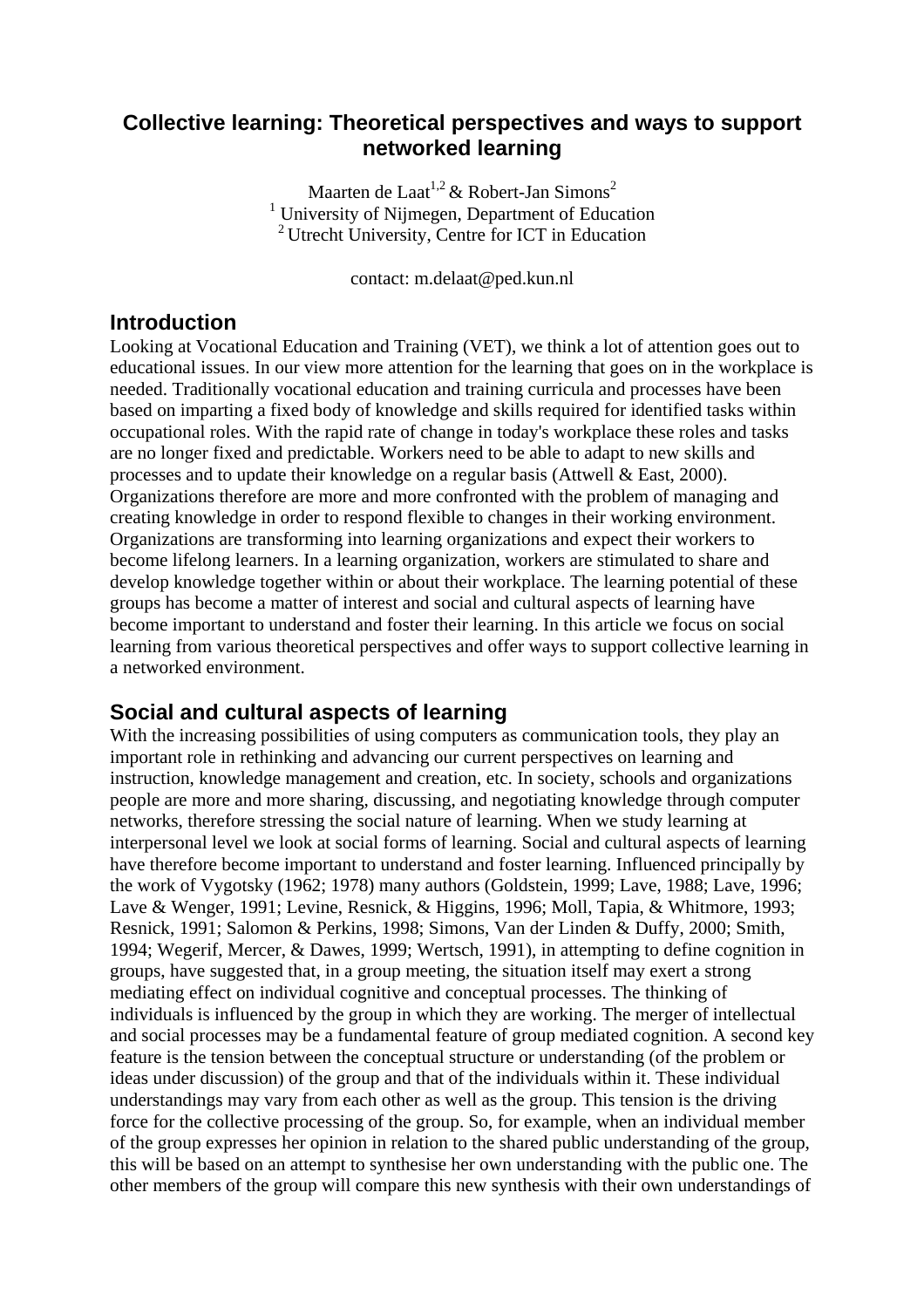# Collective learning: Theoretical perspectives and ways to support networked learning

Maarten de Laat[1,2] & Robert-Jan Simons[2]
[1] University of Nijmegen, Department of Education
[2] Utrecht University, Centre for ICT in Education

contact: m.delaat@ped.kun.nl

## Introduction

Looking at Vocational Education and Training (VET), we think a lot of attention goes out to educational issues. In our view more attention for the learning that goes on in the workplace is needed. Traditionally vocational education and training curricula and processes have been based on imparting a fixed body of knowledge and skills required for identified tasks within occupational roles. With the rapid rate of change in today's workplace these roles and tasks are no longer fixed and predictable. Workers need to be able to adapt to new skills and processes and to update their knowledge on a regular basis (Attwell & East, 2000). Organizations therefore are more and more confronted with the problem of managing and creating knowledge in order to respond flexible to changes in their working environment. Organizations are transforming into learning organizations and expect their workers to become lifelong learners. In a learning organization, workers are stimulated to share and develop knowledge together within or about their workplace. The learning potential of these groups has become a matter of interest and social and cultural aspects of learning have become important to understand and foster their learning. In this article we focus on social learning from various theoretical perspectives and offer ways to support collective learning in a networked environment.

## Social and cultural aspects of learning

With the increasing possibilities of using computers as communication tools, they play an important role in rethinking and advancing our current perspectives on learning and instruction, knowledge management and creation, etc. In society, schools and organizations people are more and more sharing, discussing, and negotiating knowledge through computer networks, therefore stressing the social nature of learning. When we study learning at interpersonal level we look at social forms of learning. Social and cultural aspects of learning have therefore become important to understand and foster learning. Influenced principally by the work of Vygotsky (1962; 1978) many authors (Goldstein, 1999; Lave, 1988; Lave, 1996; Lave & Wenger, 1991; Levine, Resnick, & Higgins, 1996; Moll, Tapia, & Whitmore, 1993; Resnick, 1991; Salomon & Perkins, 1998; Simons, Van der Linden & Duffy, 2000; Smith, 1994; Wegerif, Mercer, & Dawes, 1999; Wertsch, 1991), in attempting to define cognition in groups, have suggested that, in a group meeting, the situation itself may exert a strong mediating effect on individual cognitive and conceptual processes. The thinking of individuals is influenced by the group in which they are working. The merger of intellectual and social processes may be a fundamental feature of group mediated cognition. A second key feature is the tension between the conceptual structure or understanding (of the problem or ideas under discussion) of the group and that of the individuals within it. These individual understandings may vary from each other as well as the group. This tension is the driving force for the collective processing of the group. So, for example, when an individual member of the group expresses her opinion in relation to the shared public understanding of the group, this will be based on an attempt to synthesise her own understanding with the public one. The other members of the group will compare this new synthesis with their own understandings of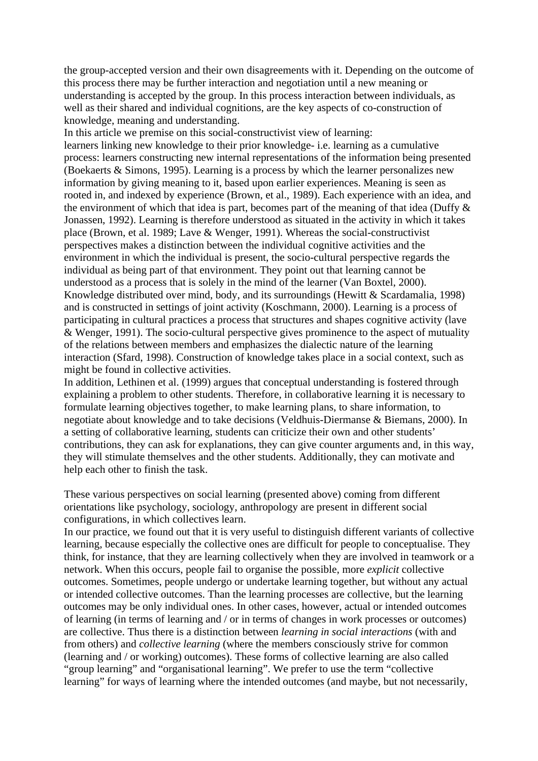the group-accepted version and their own disagreements with it. Depending on the outcome of this process there may be further interaction and negotiation until a new meaning or understanding is accepted by the group. In this process interaction between individuals, as well as their shared and individual cognitions, are the key aspects of co-construction of knowledge, meaning and understanding.

In this article we premise on this social-constructivist view of learning:
learners linking new knowledge to their prior knowledge- i.e. learning as a cumulative process: learners constructing new internal representations of the information being presented (Boekaerts & Simons, 1995). Learning is a process by which the learner personalizes new information by giving meaning to it, based upon earlier experiences. Meaning is seen as rooted in, and indexed by experience (Brown, et al., 1989). Each experience with an idea, and the environment of which that idea is part, becomes part of the meaning of that idea (Duffy & Jonassen, 1992). Learning is therefore understood as situated in the activity in which it takes place (Brown, et al. 1989; Lave & Wenger, 1991). Whereas the social-constructivist perspectives makes a distinction between the individual cognitive activities and the environment in which the individual is present, the socio-cultural perspective regards the individual as being part of that environment. They point out that learning cannot be understood as a process that is solely in the mind of the learner (Van Boxtel, 2000). Knowledge distributed over mind, body, and its surroundings (Hewitt & Scardamalia, 1998) and is constructed in settings of joint activity (Koschmann, 2000). Learning is a process of participating in cultural practices a process that structures and shapes cognitive activity (lave & Wenger, 1991). The socio-cultural perspective gives prominence to the aspect of mutuality of the relations between members and emphasizes the dialectic nature of the learning interaction (Sfard, 1998). Construction of knowledge takes place in a social context, such as might be found in collective activities.

In addition, Lethinen et al. (1999) argues that conceptual understanding is fostered through explaining a problem to other students. Therefore, in collaborative learning it is necessary to formulate learning objectives together, to make learning plans, to share information, to negotiate about knowledge and to take decisions (Veldhuis-Diermanse & Biemans, 2000). In a setting of collaborative learning, students can criticize their own and other students' contributions, they can ask for explanations, they can give counter arguments and, in this way, they will stimulate themselves and the other students. Additionally, they can motivate and help each other to finish the task.

These various perspectives on social learning (presented above) coming from different orientations like psychology, sociology, anthropology are present in different social configurations, in which collectives learn.

In our practice, we found out that it is very useful to distinguish different variants of collective learning, because especially the collective ones are difficult for people to conceptualise. They think, for instance, that they are learning collectively when they are involved in teamwork or a network. When this occurs, people fail to organise the possible, more *explicit* collective outcomes. Sometimes, people undergo or undertake learning together, but without any actual or intended collective outcomes. Than the learning processes are collective, but the learning outcomes may be only individual ones. In other cases, however, actual or intended outcomes of learning (in terms of learning and / or in terms of changes in work processes or outcomes) are collective. Thus there is a distinction between *learning in social interactions* (with and from others) and *collective learning* (where the members consciously strive for common (learning and / or working) outcomes). These forms of collective learning are also called "group learning" and "organisational learning". We prefer to use the term "collective learning" for ways of learning where the intended outcomes (and maybe, but not necessarily,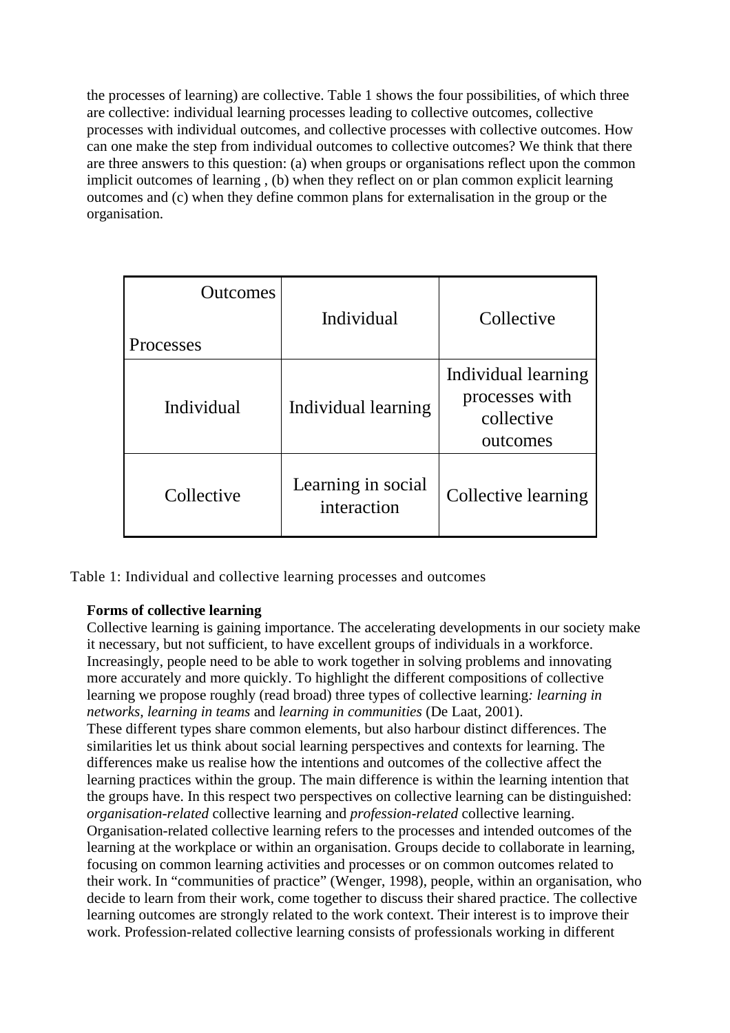the processes of learning) are collective. Table 1 shows the four possibilities, of which three are collective: individual learning processes leading to collective outcomes, collective processes with individual outcomes, and collective processes with collective outcomes. How can one make the step from individual outcomes to collective outcomes? We think that there are three answers to this question: (a) when groups or organisations reflect upon the common implicit outcomes of learning , (b) when they reflect on or plan common explicit learning outcomes and (c) when they define common plans for externalisation in the group or the organisation.

| Outcomes / Processes | Individual | Collective |
|---|---|---|
| Individual | Individual learning | Individual learning processes with collective outcomes |
| Collective | Learning in social interaction | Collective learning |

Table 1: Individual and collective learning processes and outcomes

**Forms of collective learning**

Collective learning is gaining importance. The accelerating developments in our society make it necessary, but not sufficient, to have excellent groups of individuals in a workforce. Increasingly, people need to be able to work together in solving problems and innovating more accurately and more quickly. To highlight the different compositions of collective learning we propose roughly (read broad) three types of collective learning*: learning in networks, learning in teams* and *learning in communities* (De Laat, 2001).

These different types share common elements, but also harbour distinct differences. The similarities let us think about social learning perspectives and contexts for learning. The differences make us realise how the intentions and outcomes of the collective affect the learning practices within the group. The main difference is within the learning intention that the groups have. In this respect two perspectives on collective learning can be distinguished: *organisation-related* collective learning and *profession-related* collective learning. Organisation-related collective learning refers to the processes and intended outcomes of the learning at the workplace or within an organisation. Groups decide to collaborate in learning, focusing on common learning activities and processes or on common outcomes related to their work. In "communities of practice" (Wenger, 1998), people, within an organisation, who decide to learn from their work, come together to discuss their shared practice. The collective learning outcomes are strongly related to the work context. Their interest is to improve their work. Profession-related collective learning consists of professionals working in different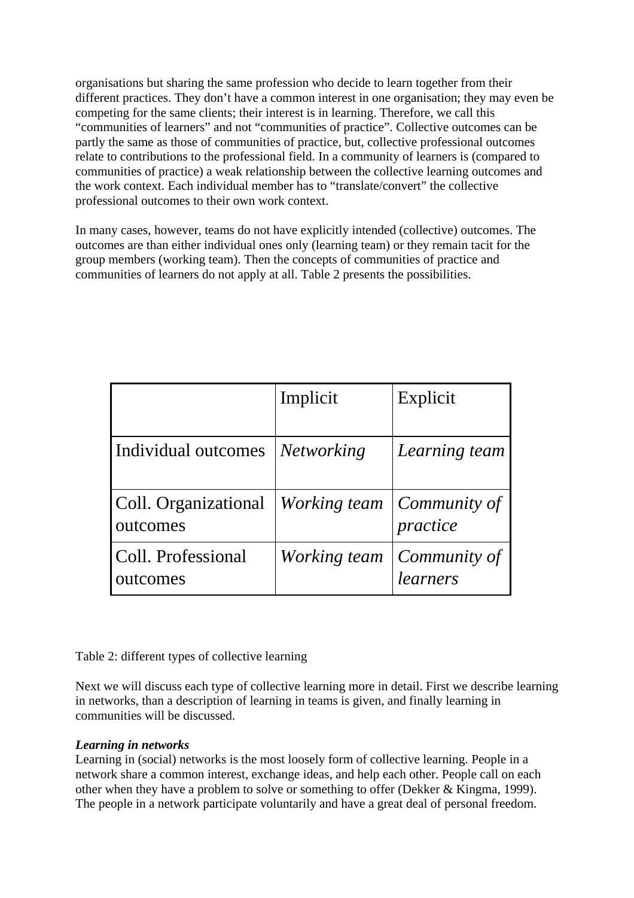organisations but sharing the same profession who decide to learn together from their different practices. They don't have a common interest in one organisation; they may even be competing for the same clients; their interest is in learning. Therefore, we call this "communities of learners" and not "communities of practice". Collective outcomes can be partly the same as those of communities of practice, but, collective professional outcomes relate to contributions to the professional field. In a community of learners is (compared to communities of practice) a weak relationship between the collective learning outcomes and the work context. Each individual member has to "translate/convert" the collective professional outcomes to their own work context.

In many cases, however, teams do not have explicitly intended (collective) outcomes. The outcomes are than either individual ones only (learning team) or they remain tacit for the group members (working team). Then the concepts of communities of practice and communities of learners do not apply at all. Table 2 presents the possibilities.

| | Implicit | Explicit |
|---|---|---|
| Individual outcomes | *Networking* | *Learning team* |
| Coll. Organizational outcomes | *Working team* | *Community of practice* |
| Coll. Professional outcomes | *Working team* | *Community of learners* |

Table 2: different types of collective learning

Next we will discuss each type of collective learning more in detail. First we describe learning in networks, than a description of learning in teams is given, and finally learning in communities will be discussed.

***Learning in networks***

Learning in (social) networks is the most loosely form of collective learning. People in a network share a common interest, exchange ideas, and help each other. People call on each other when they have a problem to solve or something to offer (Dekker & Kingma, 1999). The people in a network participate voluntarily and have a great deal of personal freedom.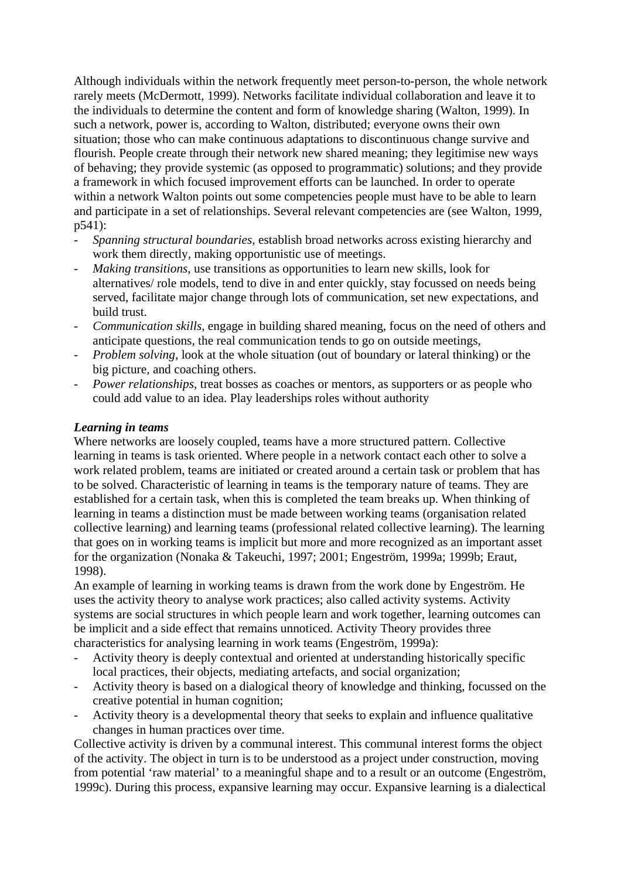Although individuals within the network frequently meet person-to-person, the whole network rarely meets (McDermott, 1999). Networks facilitate individual collaboration and leave it to the individuals to determine the content and form of knowledge sharing (Walton, 1999). In such a network, power is, according to Walton, distributed; everyone owns their own situation; those who can make continuous adaptations to discontinuous change survive and flourish. People create through their network new shared meaning; they legitimise new ways of behaving; they provide systemic (as opposed to programmatic) solutions; and they provide a framework in which focused improvement efforts can be launched. In order to operate within a network Walton points out some competencies people must have to be able to learn and participate in a set of relationships. Several relevant competencies are (see Walton, 1999, p541):

- *Spanning structural boundaries*, establish broad networks across existing hierarchy and work them directly, making opportunistic use of meetings.
- *Making transitions*, use transitions as opportunities to learn new skills, look for alternatives/ role models, tend to dive in and enter quickly, stay focussed on needs being served, facilitate major change through lots of communication, set new expectations, and build trust.
- *Communication skills*, engage in building shared meaning, focus on the need of others and anticipate questions, the real communication tends to go on outside meetings,
- *Problem solving*, look at the whole situation (out of boundary or lateral thinking) or the big picture, and coaching others.
- *Power relationships*, treat bosses as coaches or mentors, as supporters or as people who could add value to an idea. Play leaderships roles without authority

***Learning in teams***

Where networks are loosely coupled, teams have a more structured pattern. Collective learning in teams is task oriented. Where people in a network contact each other to solve a work related problem, teams are initiated or created around a certain task or problem that has to be solved. Characteristic of learning in teams is the temporary nature of teams. They are established for a certain task, when this is completed the team breaks up. When thinking of learning in teams a distinction must be made between working teams (organisation related collective learning) and learning teams (professional related collective learning). The learning that goes on in working teams is implicit but more and more recognized as an important asset for the organization (Nonaka & Takeuchi, 1997; 2001; Engeström, 1999a; 1999b; Eraut, 1998).

An example of learning in working teams is drawn from the work done by Engeström. He uses the activity theory to analyse work practices; also called activity systems. Activity systems are social structures in which people learn and work together, learning outcomes can be implicit and a side effect that remains unnoticed. Activity Theory provides three characteristics for analysing learning in work teams (Engeström, 1999a):

- Activity theory is deeply contextual and oriented at understanding historically specific local practices, their objects, mediating artefacts, and social organization;
- Activity theory is based on a dialogical theory of knowledge and thinking, focussed on the creative potential in human cognition;
- Activity theory is a developmental theory that seeks to explain and influence qualitative changes in human practices over time.

Collective activity is driven by a communal interest. This communal interest forms the object of the activity. The object in turn is to be understood as a project under construction, moving from potential 'raw material' to a meaningful shape and to a result or an outcome (Engeström, 1999c). During this process, expansive learning may occur. Expansive learning is a dialectical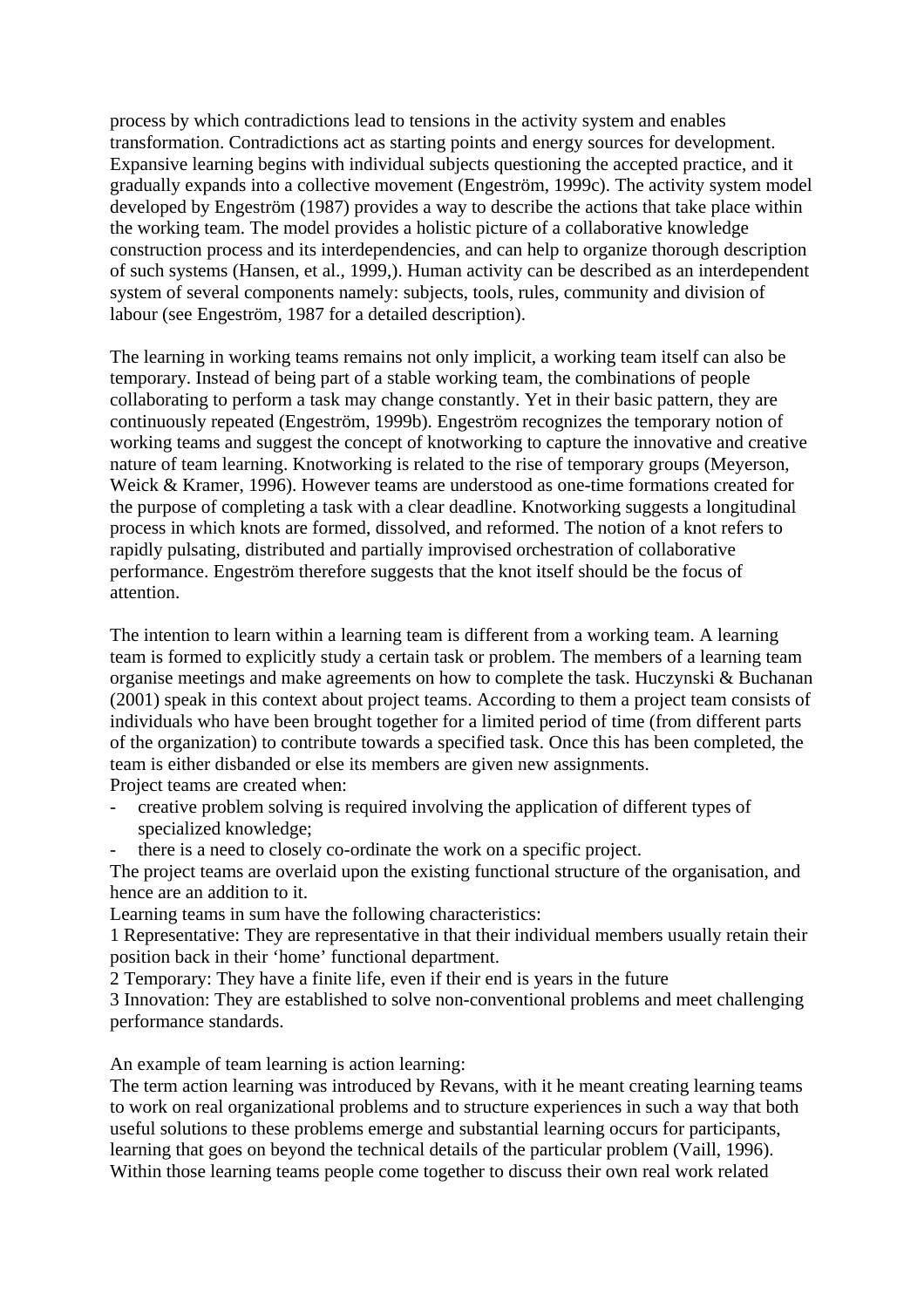process by which contradictions lead to tensions in the activity system and enables transformation. Contradictions act as starting points and energy sources for development. Expansive learning begins with individual subjects questioning the accepted practice, and it gradually expands into a collective movement (Engeström, 1999c). The activity system model developed by Engeström (1987) provides a way to describe the actions that take place within the working team. The model provides a holistic picture of a collaborative knowledge construction process and its interdependencies, and can help to organize thorough description of such systems (Hansen, et al., 1999,). Human activity can be described as an interdependent system of several components namely: subjects, tools, rules, community and division of labour (see Engeström, 1987 for a detailed description).

The learning in working teams remains not only implicit, a working team itself can also be temporary. Instead of being part of a stable working team, the combinations of people collaborating to perform a task may change constantly. Yet in their basic pattern, they are continuously repeated (Engeström, 1999b). Engeström recognizes the temporary notion of working teams and suggest the concept of knotworking to capture the innovative and creative nature of team learning. Knotworking is related to the rise of temporary groups (Meyerson, Weick & Kramer, 1996). However teams are understood as one-time formations created for the purpose of completing a task with a clear deadline. Knotworking suggests a longitudinal process in which knots are formed, dissolved, and reformed. The notion of a knot refers to rapidly pulsating, distributed and partially improvised orchestration of collaborative performance. Engeström therefore suggests that the knot itself should be the focus of attention.

The intention to learn within a learning team is different from a working team. A learning team is formed to explicitly study a certain task or problem. The members of a learning team organise meetings and make agreements on how to complete the task. Huczynski & Buchanan (2001) speak in this context about project teams. According to them a project team consists of individuals who have been brought together for a limited period of time (from different parts of the organization) to contribute towards a specified task. Once this has been completed, the team is either disbanded or else its members are given new assignments.
Project teams are created when:

- creative problem solving is required involving the application of different types of specialized knowledge;
- there is a need to closely co-ordinate the work on a specific project.

The project teams are overlaid upon the existing functional structure of the organisation, and hence are an addition to it.
Learning teams in sum have the following characteristics:
1 Representative: They are representative in that their individual members usually retain their position back in their 'home' functional department.
2 Temporary: They have a finite life, even if their end is years in the future
3 Innovation: They are established to solve non-conventional problems and meet challenging performance standards.

An example of team learning is action learning:
The term action learning was introduced by Revans, with it he meant creating learning teams to work on real organizational problems emerge and to structure experiences in such a way that both useful solutions to these problems emerge and substantial learning occurs for participants, learning that goes on beyond the technical details of the particular problem (Vaill, 1996). Within those learning teams people come together to discuss their own real work related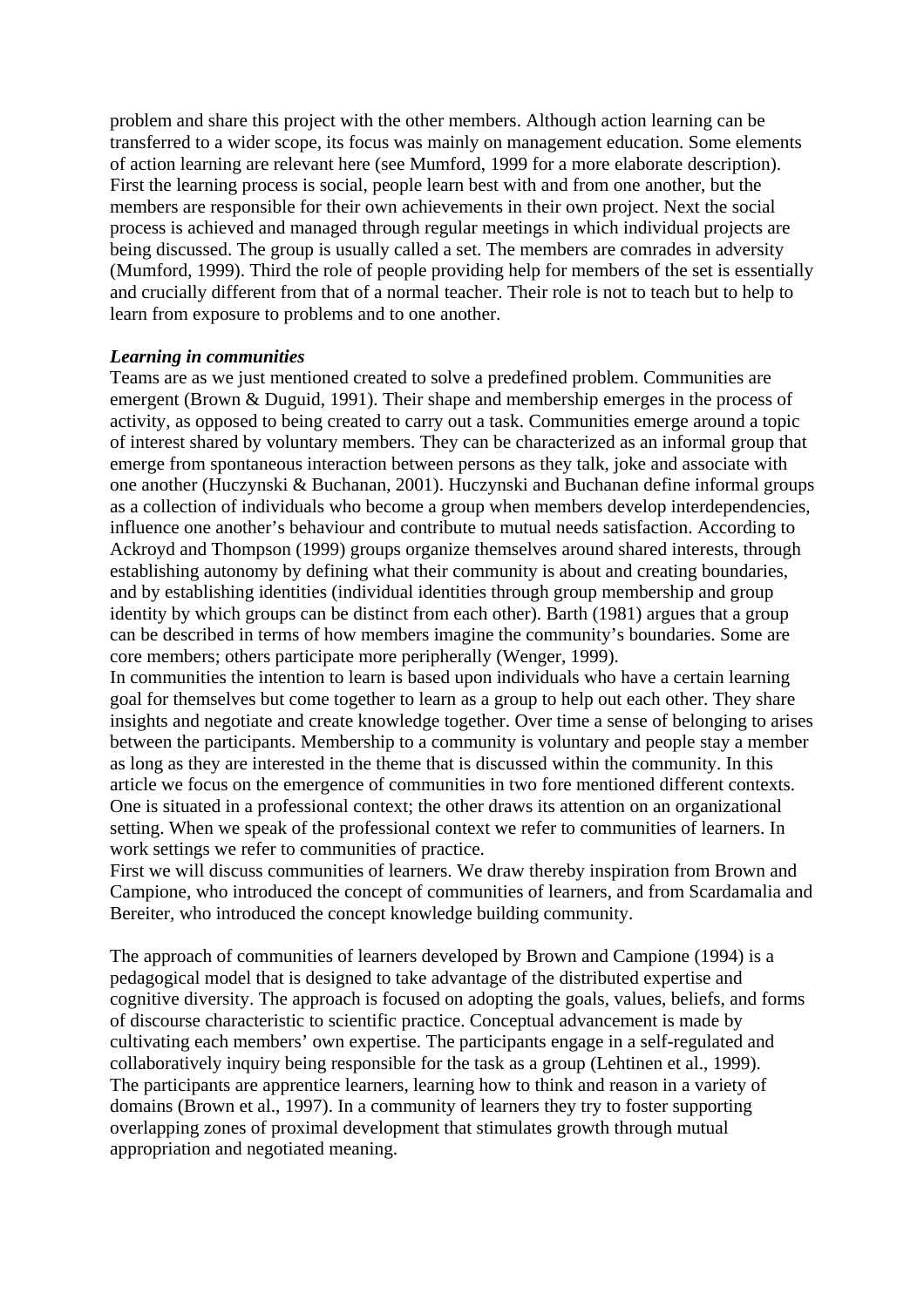problem and share this project with the other members. Although action learning can be transferred to a wider scope, its focus was mainly on management education. Some elements of action learning are relevant here (see Mumford, 1999 for a more elaborate description). First the learning process is social, people learn best with and from one another, but the members are responsible for their own achievements in their own project. Next the social process is achieved and managed through regular meetings in which individual projects are being discussed. The group is usually called a set. The members are comrades in adversity (Mumford, 1999). Third the role of people providing help for members of the set is essentially and crucially different from that of a normal teacher. Their role is not to teach but to help to learn from exposure to problems and to one another.

***Learning in communities***

Teams are as we just mentioned created to solve a predefined problem. Communities are emergent (Brown & Duguid, 1991). Their shape and membership emerges in the process of activity, as opposed to being created to carry out a task. Communities emerge around a topic of interest shared by voluntary members. They can be characterized as an informal group that emerge from spontaneous interaction between persons as they talk, joke and associate with one another (Huczynski & Buchanan, 2001). Huczynski and Buchanan define informal groups as a collection of individuals who become a group when members develop interdependencies, influence one another's behaviour and contribute to mutual needs satisfaction. According to Ackroyd and Thompson (1999) groups organize themselves around shared interests, through establishing autonomy by defining what their community is about and creating boundaries, and by establishing identities (individual identities through group membership and group identity by which groups can be distinct from each other). Barth (1981) argues that a group can be described in terms of how members imagine the community's boundaries. Some are core members; others participate more peripherally (Wenger, 1999).

In communities the intention to learn is based upon individuals who have a certain learning goal for themselves but come together to learn as a group to help out each other. They share insights and negotiate and create knowledge together. Over time a sense of belonging to arises between the participants. Membership to a community is voluntary and people stay a member as long as they are interested in the theme that is discussed within the community. In this article we focus on the emergence of communities in two fore mentioned different contexts. One is situated in a professional context; the other draws its attention on an organizational setting. When we speak of the professional context we refer to communities of learners. In work settings we refer to communities of practice.

First we will discuss communities of learners. We draw thereby inspiration from Brown and Campione, who introduced the concept of communities of learners, and from Scardamalia and Bereiter, who introduced the concept knowledge building community.

The approach of communities of learners developed by Brown and Campione (1994) is a pedagogical model that is designed to take advantage of the distributed expertise and cognitive diversity. The approach is focused on adopting the goals, values, beliefs, and forms of discourse characteristic to scientific practice. Conceptual advancement is made by cultivating each members' own expertise. The participants engage in a self-regulated and collaboratively inquiry being responsible for the task as a group (Lehtinen et al., 1999). The participants are apprentice learners, learning how to think and reason in a variety of domains (Brown et al., 1997). In a community of learners they try to foster supporting overlapping zones of proximal development that stimulates growth through mutual appropriation and negotiated meaning.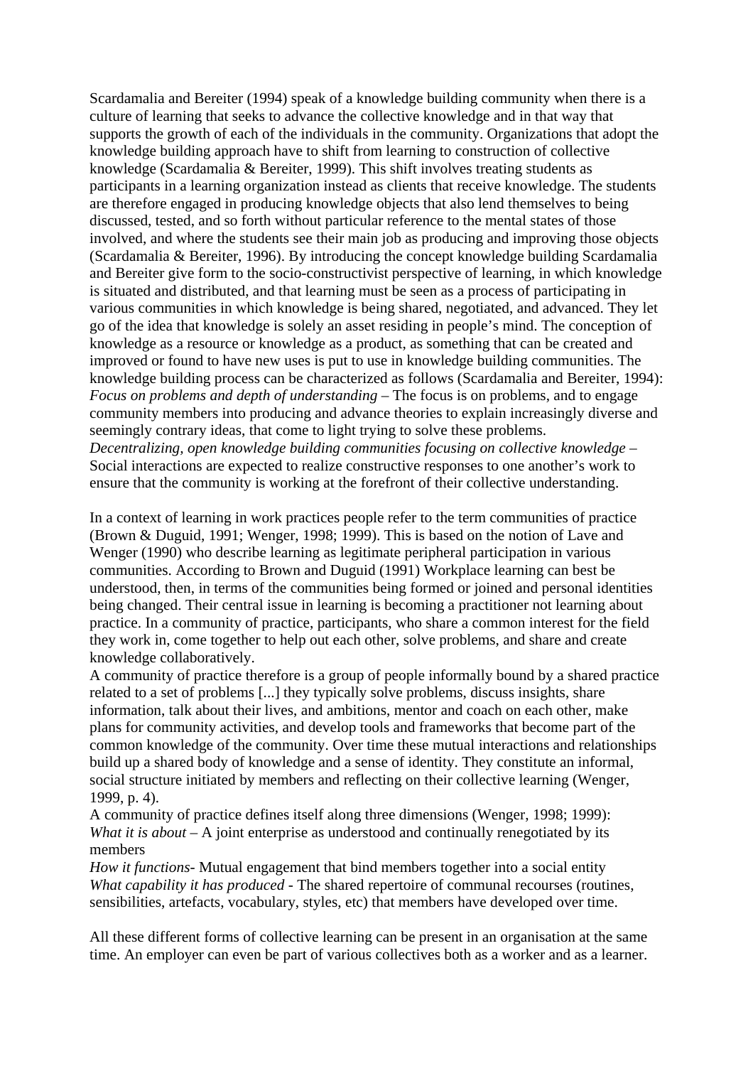Scardamalia and Bereiter (1994) speak of a knowledge building community when there is a culture of learning that seeks to advance the collective knowledge and in that way that supports the growth of each of the individuals in the community. Organizations that adopt the knowledge building approach have to shift from learning to construction of collective knowledge (Scardamalia & Bereiter, 1999). This shift involves treating students as participants in a learning organization instead as clients that receive knowledge. The students are therefore engaged in producing knowledge objects that also lend themselves to being discussed, tested, and so forth without particular reference to the mental states of those involved, and where the students see their main job as producing and improving those objects (Scardamalia & Bereiter, 1996). By introducing the concept knowledge building Scardamalia and Bereiter give form to the socio-constructivist perspective of learning, in which knowledge is situated and distributed, and that learning must be seen as a process of participating in various communities in which knowledge is being shared, negotiated, and advanced. They let go of the idea that knowledge is solely an asset residing in people's mind. The conception of knowledge as a resource or knowledge as a product, as something that can be created and improved or found to have new uses is put to use in knowledge building communities. The knowledge building process can be characterized as follows (Scardamalia and Bereiter, 1994):
*Focus on problems and depth of understanding* – The focus is on problems, and to engage community members into producing and advance theories to explain increasingly diverse and seemingly contrary ideas, that come to light trying to solve these problems.
*Decentralizing, open knowledge building communities focusing on collective knowledge* – Social interactions are expected to realize constructive responses to one another's work to ensure that the community is working at the forefront of their collective understanding.

In a context of learning in work practices people refer to the term communities of practice (Brown & Duguid, 1991; Wenger, 1998; 1999). This is based on the notion of Lave and Wenger (1990) who describe learning as legitimate peripheral participation in various communities. According to Brown and Duguid (1991) Workplace learning can best be understood, then, in terms of the communities being formed or joined and personal identities being changed. Their central issue in learning is becoming a practitioner not learning about practice. In a community of practice, participants, who share a common interest for the field they work in, come together to help out each other, solve problems, and share and create knowledge collaboratively.
A community of practice therefore is a group of people informally bound by a shared practice related to a set of problems [...] they typically solve problems, discuss insights, share information, talk about their lives, and ambitions, mentor and coach on each other, make plans for community activities, and develop tools and frameworks that become part of the common knowledge of the community. Over time these mutual interactions and relationships build up a shared body of knowledge and a sense of identity. They constitute an informal, social structure initiated by members and reflecting on their collective learning (Wenger, 1999, p. 4).
A community of practice defines itself along three dimensions (Wenger, 1998; 1999):
*What it is about* – A joint enterprise as understood and continually renegotiated by its members
*How it functions*- Mutual engagement that bind members together into a social entity
*What capability it has produced* - The shared repertoire of communal recourses (routines, sensibilities, artefacts, vocabulary, styles, etc) that members have developed over time.

All these different forms of collective learning can be present in an organisation at the same time. An employer can even be part of various collectives both as a worker and as a learner.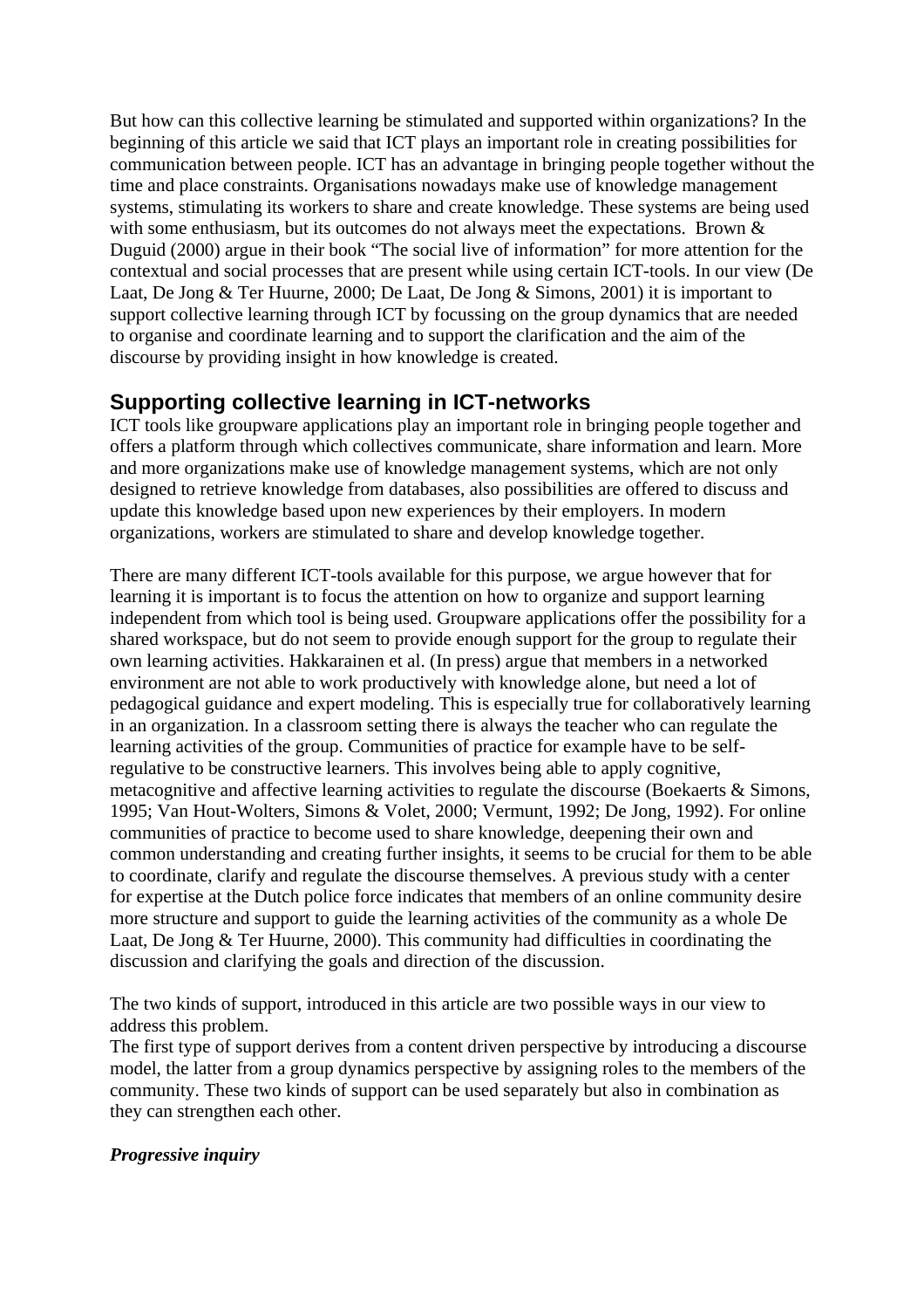But how can this collective learning be stimulated and supported within organizations? In the beginning of this article we said that ICT plays an important role in creating possibilities for communication between people. ICT has an advantage in bringing people together without the time and place constraints. Organisations nowadays make use of knowledge management systems, stimulating its workers to share and create knowledge. These systems are being used with some enthusiasm, but its outcomes do not always meet the expectations. Brown & Duguid (2000) argue in their book "The social live of information" for more attention for the contextual and social processes that are present while using certain ICT-tools. In our view (De Laat, De Jong & Ter Huurne, 2000; De Laat, De Jong & Simons, 2001) it is important to support collective learning through ICT by focussing on the group dynamics that are needed to organise and coordinate learning and to support the clarification and the aim of the discourse by providing insight in how knowledge is created.

## Supporting collective learning in ICT-networks

ICT tools like groupware applications play an important role in bringing people together and offers a platform through which collectives communicate, share information and learn. More and more organizations make use of knowledge management systems, which are not only designed to retrieve knowledge from databases, also possibilities are offered to discuss and update this knowledge based upon new experiences by their employers. In modern organizations, workers are stimulated to share and develop knowledge together.

There are many different ICT-tools available for this purpose, we argue however that for learning it is important is to focus the attention on how to organize and support learning independent from which tool is being used. Groupware applications offer the possibility for a shared workspace, but do not seem to provide enough support for the group to regulate their own learning activities. Hakkarainen et al. (In press) argue that members in a networked environment are not able to work productively with knowledge alone, but need a lot of pedagogical guidance and expert modeling. This is especially true for collaboratively learning in an organization. In a classroom setting there is always the teacher who can regulate the learning activities of the group. Communities of practice for example have to be self-regulative to be constructive learners. This involves being able to apply cognitive, metacognitive and affective learning activities to regulate the discourse (Boekaerts & Simons, 1995; Van Hout-Wolters, Simons & Volet, 2000; Vermunt, 1992; De Jong, 1992). For online communities of practice to become used to share knowledge, deepening their own and common understanding and creating further insights, it seems to be crucial for them to be able to coordinate, clarify and regulate the discourse themselves. A previous study with a center for expertise at the Dutch police force indicates that members of an online community desire more structure and support to guide the learning activities of the community as a whole De Laat, De Jong & Ter Huurne, 2000). This community had difficulties in coordinating the discussion and clarifying the goals and direction of the discussion.

The two kinds of support, introduced in this article are two possible ways in our view to address this problem.
The first type of support derives from a content driven perspective by introducing a discourse model, the latter from a group dynamics perspective by assigning roles to the members of the community. These two kinds of support can be used separately but also in combination as they can strengthen each other.

### *Progressive inquiry*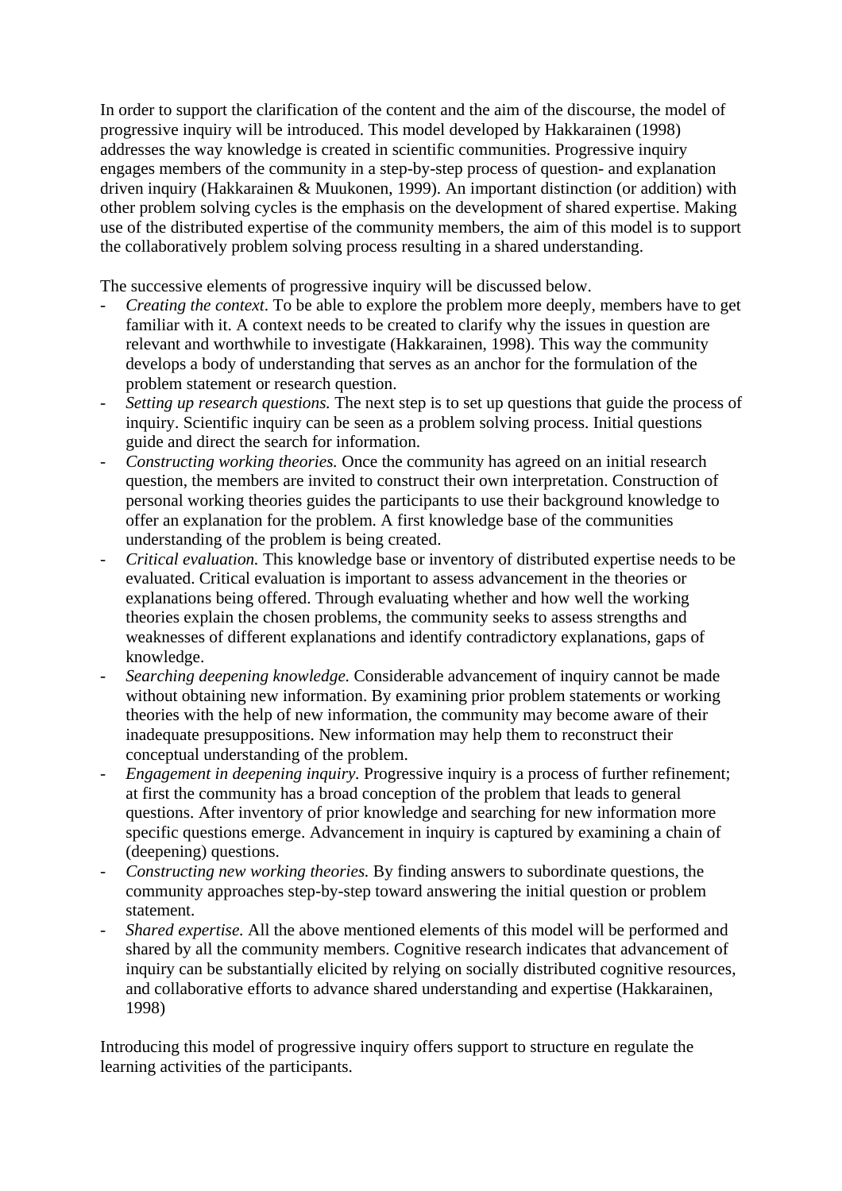In order to support the clarification of the content and the aim of the discourse, the model of progressive inquiry will be introduced. This model developed by Hakkarainen (1998) addresses the way knowledge is created in scientific communities. Progressive inquiry engages members of the community in a step-by-step process of question- and explanation driven inquiry (Hakkarainen & Muukonen, 1999). An important distinction (or addition) with other problem solving cycles is the emphasis on the development of shared expertise. Making use of the distributed expertise of the community members, the aim of this model is to support the collaboratively problem solving process resulting in a shared understanding.

The successive elements of progressive inquiry will be discussed below.

- *Creating the context*. To be able to explore the problem more deeply, members have to get familiar with it. A context needs to be created to clarify why the issues in question are relevant and worthwhile to investigate (Hakkarainen, 1998). This way the community develops a body of understanding that serves as an anchor for the formulation of the problem statement or research question.
- *Setting up research questions.* The next step is to set up questions that guide the process of inquiry. Scientific inquiry can be seen as a problem solving process. Initial questions guide and direct the search for information.
- *Constructing working theories.* Once the community has agreed on an initial research question, the members are invited to construct their own interpretation. Construction of personal working theories guides the participants to use their background knowledge to offer an explanation for the problem. A first knowledge base of the communities understanding of the problem is being created.
- *Critical evaluation.* This knowledge base or inventory of distributed expertise needs to be evaluated. Critical evaluation is important to assess advancement in the theories or explanations being offered. Through evaluating whether and how well the working theories explain the chosen problems, the community seeks to assess strengths and weaknesses of different explanations and identify contradictory explanations, gaps of knowledge.
- *Searching deepening knowledge.* Considerable advancement of inquiry cannot be made without obtaining new information. By examining prior problem statements or working theories with the help of new information, the community may become aware of their inadequate presuppositions. New information may help them to reconstruct their conceptual understanding of the problem.
- *Engagement in deepening inquiry.* Progressive inquiry is a process of further refinement; at first the community has a broad conception of the problem that leads to general questions. After inventory of prior knowledge and searching for new information more specific questions emerge. Advancement in inquiry is captured by examining a chain of (deepening) questions.
- *Constructing new working theories.* By finding answers to subordinate questions, the community approaches step-by-step toward answering the initial question or problem statement.
- *Shared expertise.* All the above mentioned elements of this model will be performed and shared by all the community members. Cognitive research indicates that advancement of inquiry can be substantially elicited by relying on socially distributed cognitive resources, and collaborative efforts to advance shared understanding and expertise (Hakkarainen, 1998)

Introducing this model of progressive inquiry offers support to structure en regulate the learning activities of the participants.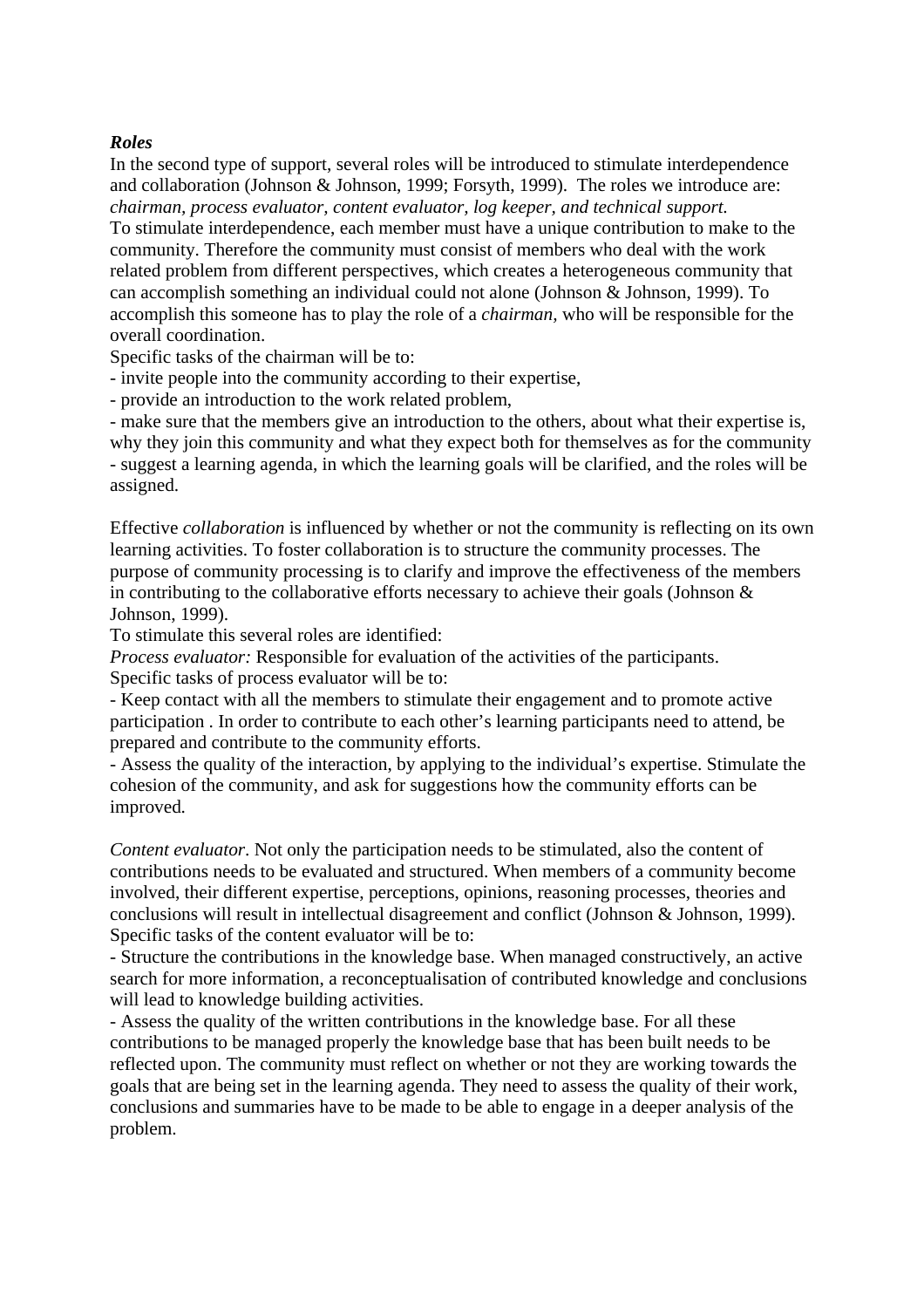***Roles***

In the second type of support, several roles will be introduced to stimulate interdependence and collaboration (Johnson & Johnson, 1999; Forsyth, 1999). The roles we introduce are: *chairman, process evaluator, content evaluator, log keeper, and technical support.*

To stimulate interdependence, each member must have a unique contribution to make to the community. Therefore the community must consist of members who deal with the work related problem from different perspectives, which creates a heterogeneous community that can accomplish something an individual could not alone (Johnson & Johnson, 1999). To accomplish this someone has to play the role of a *chairman,* who will be responsible for the overall coordination.

Specific tasks of the chairman will be to:

- invite people into the community according to their expertise,
- provide an introduction to the work related problem,
- make sure that the members give an introduction to the others, about what their expertise is, why they join this community and what they expect both for themselves as for the community
- suggest a learning agenda, in which the learning goals will be clarified, and the roles will be assigned.

Effective *collaboration* is influenced by whether or not the community is reflecting on its own learning activities. To foster collaboration is to structure the community processes. The purpose of community processing is to clarify and improve the effectiveness of the members in contributing to the collaborative efforts necessary to achieve their goals (Johnson & Johnson, 1999).

To stimulate this several roles are identified:

*Process evaluator:* Responsible for evaluation of the activities of the participants.

Specific tasks of process evaluator will be to:

- Keep contact with all the members to stimulate their engagement and to promote active participation . In order to contribute to each other's learning participants need to attend, be prepared and contribute to the community efforts.
- Assess the quality of the interaction, by applying to the individual's expertise. Stimulate the cohesion of the community, and ask for suggestions how the community efforts can be improved.

*Content evaluator*. Not only the participation needs to be stimulated, also the content of contributions needs to be evaluated and structured. When members of a community become involved, their different expertise, perceptions, opinions, reasoning processes, theories and conclusions will result in intellectual disagreement and conflict (Johnson & Johnson, 1999).

Specific tasks of the content evaluator will be to:

- Structure the contributions in the knowledge base. When managed constructively, an active search for more information, a reconceptualisation of contributed knowledge and conclusions will lead to knowledge building activities.
- Assess the quality of the written contributions in the knowledge base. For all these contributions to be managed properly the knowledge base that has been built needs to be reflected upon. The community must reflect on whether or not they are working towards the goals that are being set in the learning agenda. They need to assess the quality of their work, conclusions and summaries have to be made to be able to engage in a deeper analysis of the problem.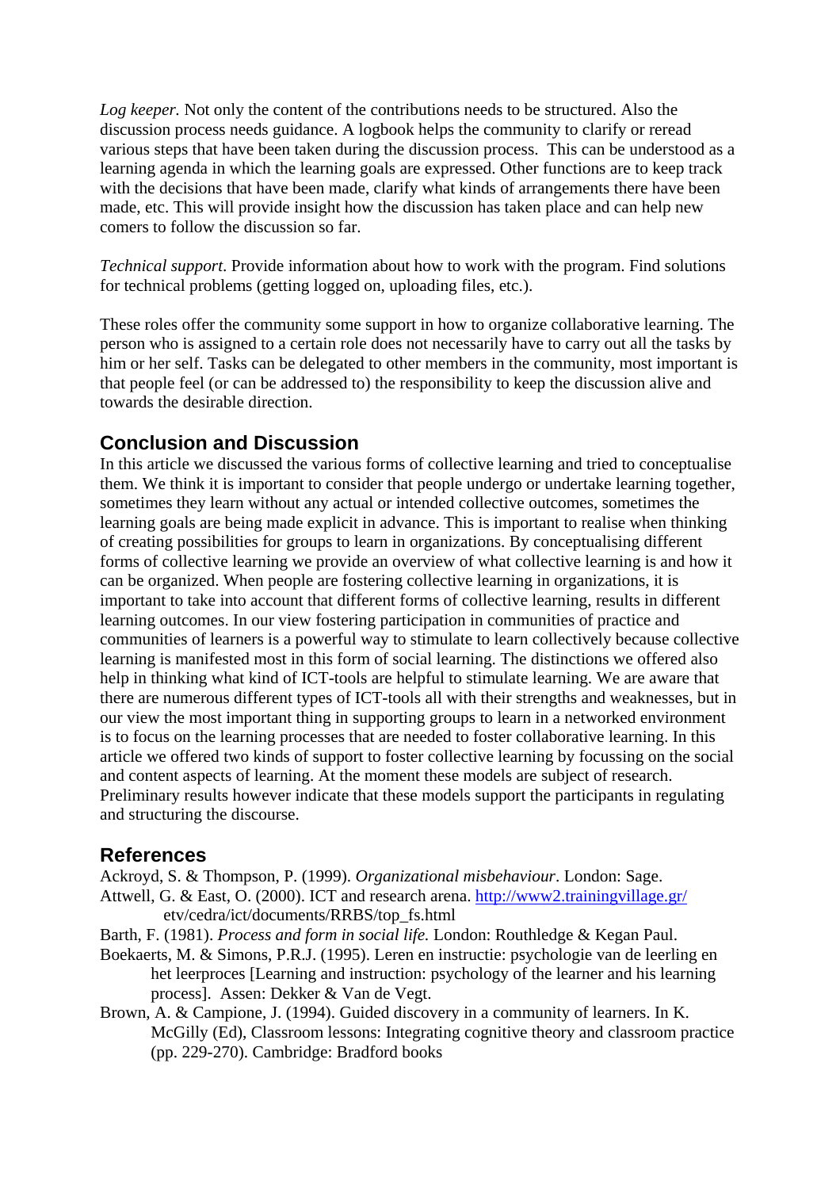*Log keeper.* Not only the content of the contributions needs to be structured. Also the discussion process needs guidance. A logbook helps the community to clarify or reread various steps that have been taken during the discussion process. This can be understood as a learning agenda in which the learning goals are expressed. Other functions are to keep track with the decisions that have been made, clarify what kinds of arrangements there have been made, etc. This will provide insight how the discussion has taken place and can help new comers to follow the discussion so far.

*Technical support.* Provide information about how to work with the program. Find solutions for technical problems (getting logged on, uploading files, etc.).

These roles offer the community some support in how to organize collaborative learning. The person who is assigned to a certain role does not necessarily have to carry out all the tasks by him or her self. Tasks can be delegated to other members in the community, most important is that people feel (or can be addressed to) the responsibility to keep the discussion alive and towards the desirable direction.

## Conclusion and Discussion

In this article we discussed the various forms of collective learning and tried to conceptualise them. We think it is important to consider that people undergo or undertake learning together, sometimes they learn without any actual or intended collective outcomes, sometimes the learning goals are being made explicit in advance. This is important to realise when thinking of creating possibilities for groups to learn in organizations. By conceptualising different forms of collective learning we provide an overview of what collective learning is and how it can be organized. When people are fostering collective learning in organizations, it is important to take into account that different forms of collective learning, results in different learning outcomes. In our view fostering participation in communities of practice and communities of learners is a powerful way to stimulate to learn collectively because collective learning is manifested most in this form of social learning. The distinctions we offered also help in thinking what kind of ICT-tools are helpful to stimulate learning. We are aware that there are numerous different types of ICT-tools all with their strengths and weaknesses, but in our view the most important thing in supporting groups to learn in a networked environment is to focus on the learning processes that are needed to foster collaborative learning. In this article we offered two kinds of support to foster collective learning by focussing on the social and content aspects of learning. At the moment these models are subject of research. Preliminary results however indicate that these models support the participants in regulating and structuring the discourse.

## References

Ackroyd, S. & Thompson, P. (1999). *Organizational misbehaviour*. London: Sage.

Attwell, G. & East, O. (2000). ICT and research arena. http://www2.trainingvillage.gr/etv/cedra/ict/documents/RRBS/top_fs.html

Barth, F. (1981). *Process and form in social life.* London: Routhledge & Kegan Paul.

Boekaerts, M. & Simons, P.R.J. (1995). Leren en instructie: psychologie van de leerling en het leerproces [Learning and instruction: psychology of the learner and his learning process]. Assen: Dekker & Van de Vegt.

Brown, A. & Campione, J. (1994). Guided discovery in a community of learners. In K. McGilly (Ed), Classroom lessons: Integrating cognitive theory and classroom practice (pp. 229-270). Cambridge: Bradford books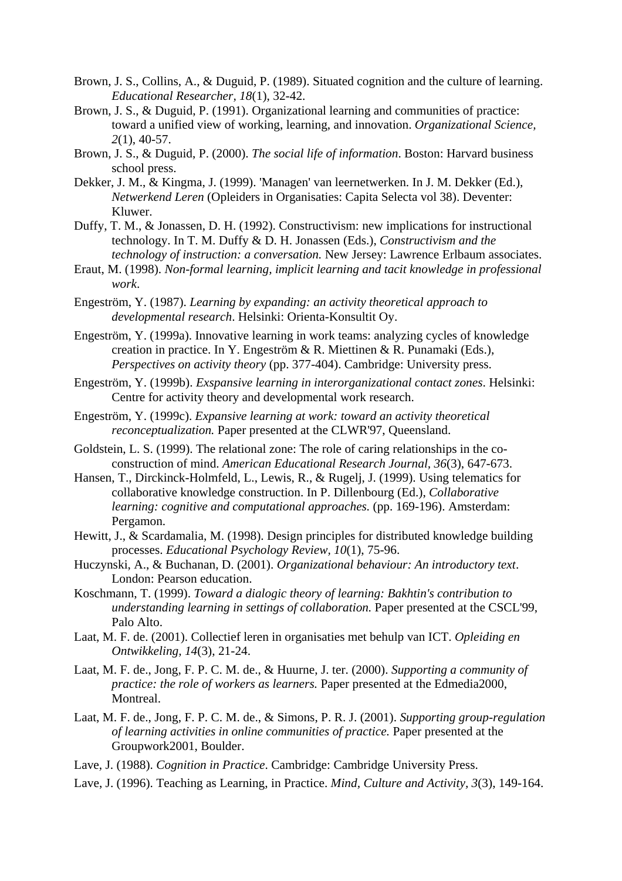Brown, J. S., Collins, A., & Duguid, P. (1989). Situated cognition and the culture of learning. *Educational Researcher, 18*(1), 32-42.

Brown, J. S., & Duguid, P. (1991). Organizational learning and communities of practice: toward a unified view of working, learning, and innovation. *Organizational Science, 2*(1), 40-57.

Brown, J. S., & Duguid, P. (2000). *The social life of information*. Boston: Harvard business school press.

Dekker, J. M., & Kingma, J. (1999). 'Managen' van leernetwerken. In J. M. Dekker (Ed.), *Netwerkend Leren* (Opleiders in Organisaties: Capita Selecta vol 38). Deventer: Kluwer.

Duffy, T. M., & Jonassen, D. H. (1992). Constructivism: new implications for instructional technology. In T. M. Duffy & D. H. Jonassen (Eds.), *Constructivism and the technology of instruction: a conversation.* New Jersey: Lawrence Erlbaum associates.

Eraut, M. (1998). *Non-formal learning, implicit learning and tacit knowledge in professional work*.

Engeström, Y. (1987). *Learning by expanding: an activity theoretical approach to developmental research*. Helsinki: Orienta-Konsultit Oy.

Engeström, Y. (1999a). Innovative learning in work teams: analyzing cycles of knowledge creation in practice. In Y. Engeström & R. Miettinen & R. Punamaki (Eds.), *Perspectives on activity theory* (pp. 377-404). Cambridge: University press.

Engeström, Y. (1999b). *Exspansive learning in interorganizational contact zones*. Helsinki: Centre for activity theory and developmental work research.

Engeström, Y. (1999c). *Expansive learning at work: toward an activity theoretical reconceptualization.* Paper presented at the CLWR'97, Queensland.

Goldstein, L. S. (1999). The relational zone: The role of caring relationships in the co-construction of mind. *American Educational Research Journal, 36*(3), 647-673.

Hansen, T., Dirckinck-Holmfeld, L., Lewis, R., & Rugelj, J. (1999). Using telematics for collaborative knowledge construction. In P. Dillenbourg (Ed.), *Collaborative learning: cognitive and computational approaches.* (pp. 169-196). Amsterdam: Pergamon.

Hewitt, J., & Scardamalia, M. (1998). Design principles for distributed knowledge building processes. *Educational Psychology Review, 10*(1), 75-96.

Huczynski, A., & Buchanan, D. (2001). *Organizational behaviour: An introductory text*. London: Pearson education.

Koschmann, T. (1999). *Toward a dialogic theory of learning: Bakhtin's contribution to understanding learning in settings of collaboration.* Paper presented at the CSCL'99, Palo Alto.

Laat, M. F. de. (2001). Collectief leren in organisaties met behulp van ICT. *Opleiding en Ontwikkeling, 14*(3), 21-24.

Laat, M. F. de., Jong, F. P. C. M. de., & Huurne, J. ter. (2000). *Supporting a community of practice: the role of workers as learners.* Paper presented at the Edmedia2000, Montreal.

Laat, M. F. de., Jong, F. P. C. M. de., & Simons, P. R. J. (2001). *Supporting group-regulation of learning activities in online communities of practice.* Paper presented at the Groupwork2001, Boulder.

Lave, J. (1988). *Cognition in Practice*. Cambridge: Cambridge University Press.

Lave, J. (1996). Teaching as Learning, in Practice. *Mind, Culture and Activity, 3*(3), 149-164.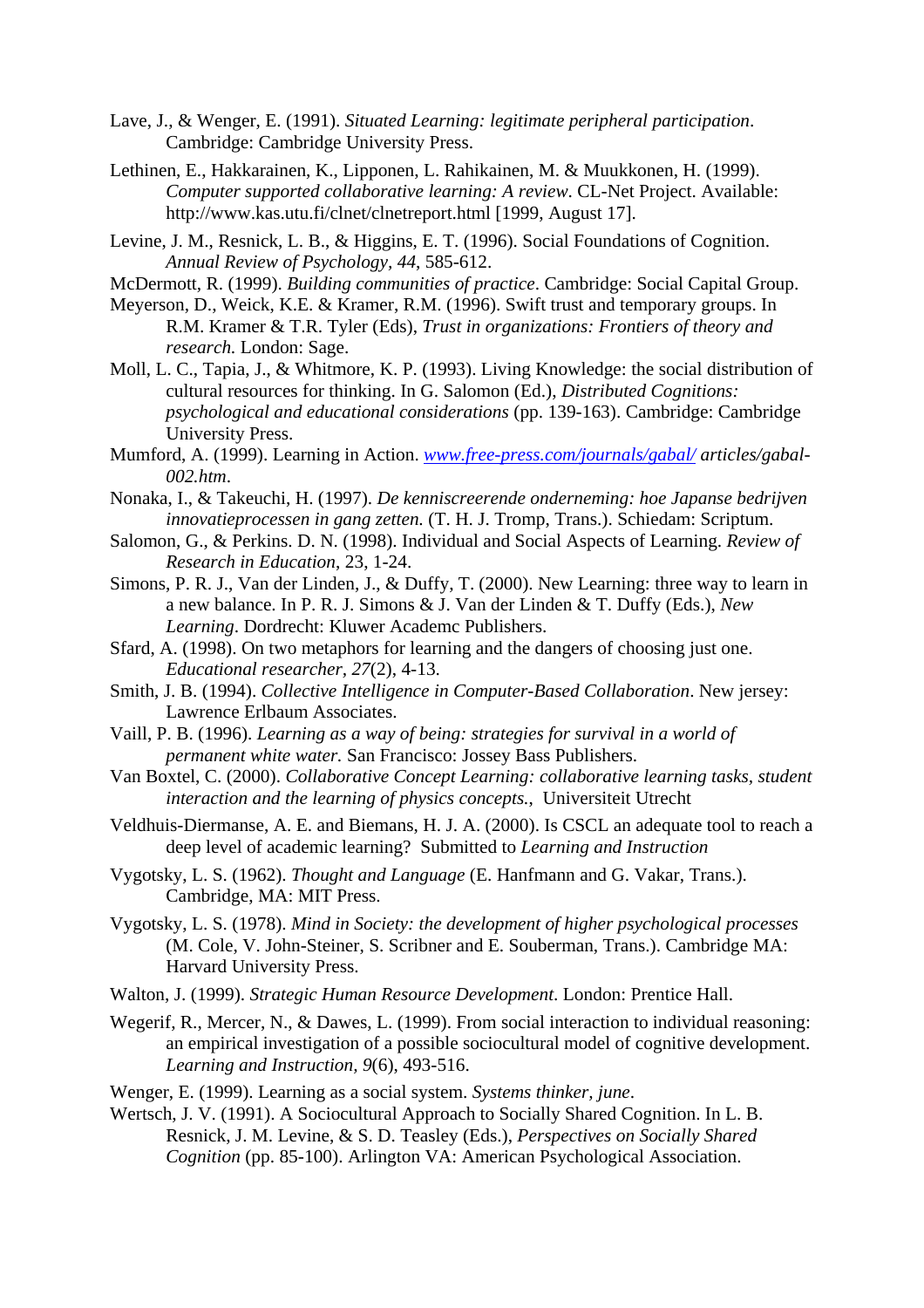Lave, J., & Wenger, E. (1991). *Situated Learning: legitimate peripheral participation*. Cambridge: Cambridge University Press.

Lethinen, E., Hakkarainen, K., Lipponen, L. Rahikainen, M. & Muukkonen, H. (1999). *Computer supported collaborative learning: A review*. CL-Net Project. Available: http://www.kas.utu.fi/clnet/clnetreport.html [1999, August 17].

Levine, J. M., Resnick, L. B., & Higgins, E. T. (1996). Social Foundations of Cognition. *Annual Review of Psychology, 44*, 585-612.

McDermott, R. (1999). *Building communities of practice*. Cambridge: Social Capital Group.

Meyerson, D., Weick, K.E. & Kramer, R.M. (1996). Swift trust and temporary groups. In R.M. Kramer & T.R. Tyler (Eds), *Trust in organizations: Frontiers of theory and research.* London: Sage.

Moll, L. C., Tapia, J., & Whitmore, K. P. (1993). Living Knowledge: the social distribution of cultural resources for thinking. In G. Salomon (Ed.), *Distributed Cognitions: psychological and educational considerations* (pp. 139-163). Cambridge: Cambridge University Press.

Mumford, A. (1999). Learning in Action. *www.free-press.com/journals/gabal/ articles/gabal-002.htm*.

Nonaka, I., & Takeuchi, H. (1997). *De kenniscreerende onderneming: hoe Japanse bedrijven innovatieprocessen in gang zetten.* (T. H. J. Tromp, Trans.). Schiedam: Scriptum.

Salomon, G., & Perkins. D. N. (1998). Individual and Social Aspects of Learning. *Review of Research in Education*, 23, 1-24.

Simons, P. R. J., Van der Linden, J., & Duffy, T. (2000). New Learning: three way to learn in a new balance. In P. R. J. Simons & J. Van der Linden & T. Duffy (Eds.), *New Learning*. Dordrecht: Kluwer Academc Publishers.

Sfard, A. (1998). On two metaphors for learning and the dangers of choosing just one. *Educational researcher, 27*(2), 4-13.

Smith, J. B. (1994). *Collective Intelligence in Computer-Based Collaboration*. New jersey: Lawrence Erlbaum Associates.

Vaill, P. B. (1996). *Learning as a way of being: strategies for survival in a world of permanent white water.* San Francisco: Jossey Bass Publishers.

Van Boxtel, C. (2000). *Collaborative Concept Learning: collaborative learning tasks, student interaction and the learning of physics concepts.*, Universiteit Utrecht

Veldhuis-Diermanse, A. E. and Biemans, H. J. A. (2000). Is CSCL an adequate tool to reach a deep level of academic learning? Submitted to *Learning and Instruction*

Vygotsky, L. S. (1962). *Thought and Language* (E. Hanfmann and G. Vakar, Trans.). Cambridge, MA: MIT Press.

Vygotsky, L. S. (1978). *Mind in Society: the development of higher psychological processes* (M. Cole, V. John-Steiner, S. Scribner and E. Souberman, Trans.). Cambridge MA: Harvard University Press.

Walton, J. (1999). *Strategic Human Resource Development*. London: Prentice Hall.

Wegerif, R., Mercer, N., & Dawes, L. (1999). From social interaction to individual reasoning: an empirical investigation of a possible sociocultural model of cognitive development. *Learning and Instruction, 9*(6), 493-516.

Wenger, E. (1999). Learning as a social system. *Systems thinker, june*.

Wertsch, J. V. (1991). A Sociocultural Approach to Socially Shared Cognition. In L. B. Resnick, J. M. Levine, & S. D. Teasley (Eds.), *Perspectives on Socially Shared Cognition* (pp. 85-100). Arlington VA: American Psychological Association.